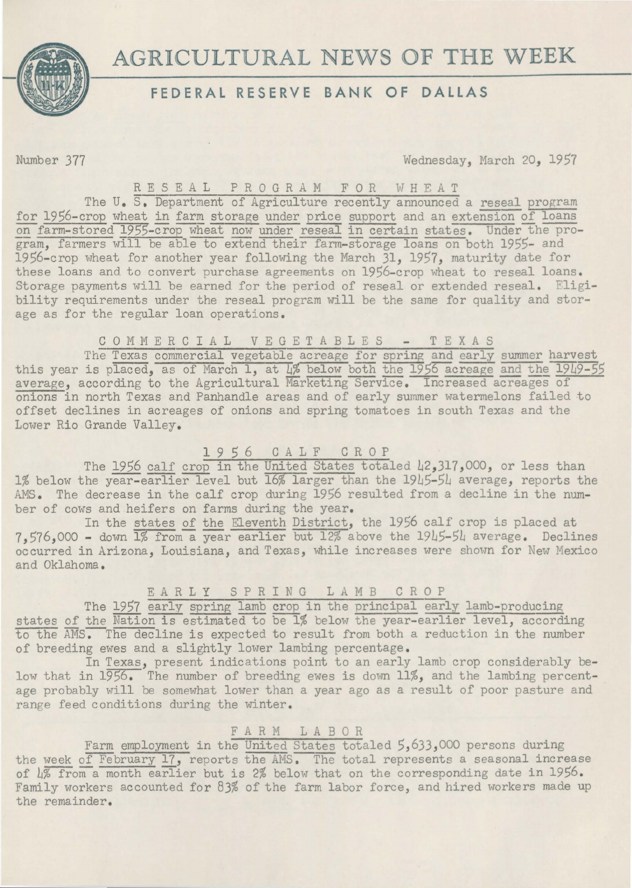# AGRICULTURAL NEWS OF THE WEEK

## FEDERAL RESERVE BANK OF DALLAS

Number 377

Wednesday, March 20, 1957

### RESEAL PROGRAM FOR WHEAT

The U. S. Department of Agriculture recently announced a reseal program for 1956-crop wheat in farm storage under price support and an extension of loans on farm-stored 1955-crop wheat now under reseal in certain states. Under the program, farmers will be able to extend their farm-storage loans on both 1955- and 1956-crop wheat for another year following the March 31, 1957, maturity date for these loans and to convert purchase agreements on 1956-crop wheat to reseal loans. Storage payments will be earned for the period of reseal or extended reseal. Eligibility requirements under the reseal program will be the same for quality and storage as for the regular loan operations.

### COMMERCIAL VEGETABLES - TEXAS

The Texas commercial vegetable acreage for spring and early summer harvest this year is placed, as of March 1, at 4% below both the 1956 acreage and the 1949-55 average, according to the Agricultural Marketing Service. Increased acreages of onions in north Texas and Panhandle areas and of early summer watermelons failed to offset declines in acreages of onions and spring tomatoes in south Texas and the Lower Rio Grande Valley.

### 1956 CALF CROP

The 1956 calf crop in the United States totaled 42,317,000, or less than 1% below the year-earlier level but 16% larger than the 1945-54 average, reports the AMS. The decrease in the calf crop during 1956 resulted from a decline in the number of cows and heifers on farms during the year.

In the states of the Eleventh District, the 1956 calf crop is placed at 7,576,000 - down 1% from a year earlier but 12% above the 1945-54 average. Declines occurred in Arizona, Louisiana, and Texas, while increases were shown for New Mexico and Oklahoma.

### EARLY SPRING LAMB CROP

The 1957 early spring lamb crop in the principal early lamb-producing states of the Nation is estimated to be 1% below the year-earlier level, according to the AMS. The decline is expected to result from both a reduction in the number of breeding ewes and a slightly lower lambing percentage.

In Texas, present indications point to an early lamb crop considerably below that in 1956. The number of breeding ewes is down 11%, and the lambing percentage probably will be somewhat lower than a year ago as a result of poor pasture and range feed conditions during the winter.

### FARM LABOR

Farm employment in the United States totaled 5,633,000 persons during the week of February 17, reports the AMS. The total represents a seasonal increase of 4% from a month earlier but is 2% below that on the corresponding date in 1956. Family workers accounted for 83% of the farm labor force, and hired workers made up the remainder.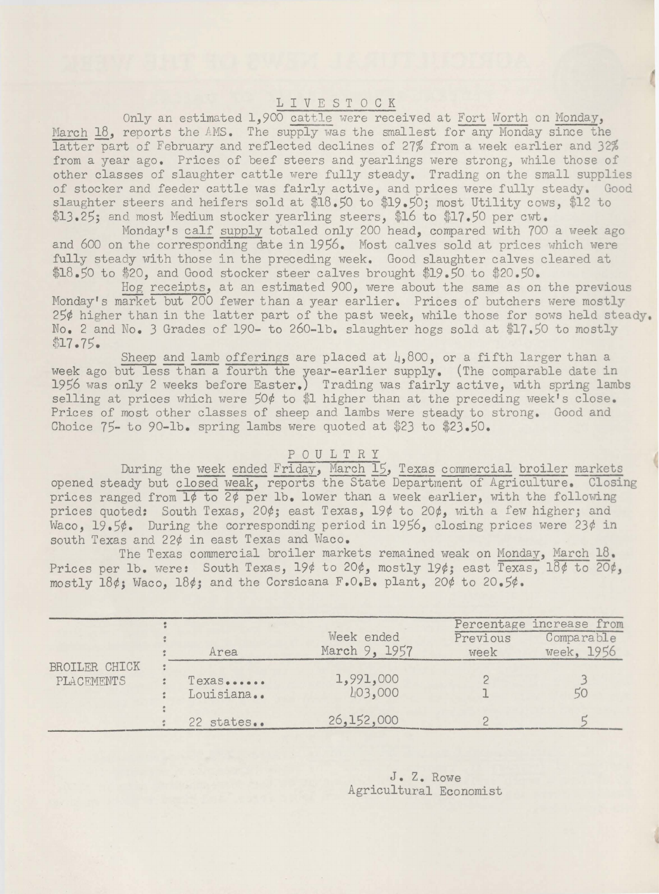## LIVESTOCK

Only an estimated 1,900 cattle were received at Fort Worth on Monday, March 18, reports the AMS. The supply was the smallest for any Monday since the latter part of February and reflected declines of 27% from a week earlier and 32% from a year ago. Prices of beef steers and yearlings were strong, while those of other classes of slaughter cattle were fully steady. Trading on the small supplies of stocker and feeder cattle was fairly active, and prices were fully steady. Good slaughter steers and heifers sold at $18.50 to $19.50; most Utility cows, $12 to $13.25; and most Medium stocker yearling steers, $16 to $17.50 per cwt.

Monday's calf supply totaled only 200 head, compared with 700 a week ago and 600 on the corresponding date in 1956. Most calves sold at prices which were fully steady with those in the preceding week. Good slaughter calves cleared at $18.50 to $20, and Good stocker steer calves brought $19.50 to $20.50.

Hog receipts, at an estimated 900, were about the same as on the previous Monday's market but 200 fewer than a year earlier. Prices of butchers were mostly 25¢ higher than in the latter part of the past week, while those for sows held steady. No. 2 and No. 3 Grades of 190- to 260-lb. slaughter hogs sold at $17.50 to mostly $17.75.

Sheep and lamb offerings are placed at 4,800, or a fifth larger than a week ago but less than a fourth the year-earlier supply. (The comparable date in 1956 was only 2 weeks before Easter.) Trading was fairly active, with spring lambs selling at prices which were 50¢ to $1 higher than at the preceding week's close. Prices of most other classes of sheep and lambs were steady to strong. Good and Choice 75- to 90-lb. spring lambs were quoted at $23 to $23.50.

## POULTRY

During the week ended Friday, March 15, Texas commercial broiler markets opened steady but closed weak, reports the State Department of Agriculture. Closing prices ranged from 1¢ to 2¢ per lb. lower than a week earlier, with the following prices quoted: South Texas, 20¢; east Texas, 19¢ to 20¢, with a few higher; and Waco, 19.5¢. During the corresponding period in 1956, closing prices were 23¢ in south Texas and 22¢ in east Texas and Waco.

The Texas commercial broiler markets remained weak on Monday, March 18. Prices per lb. were: South Texas, 19¢ to 20¢, mostly 19¢; east Texas, 18¢ to 20¢, mostly 18¢; Waco, 18¢; and the Corsicana F.O.B. plant, 20¢ to 20.5¢.

| | | | Percentage increase from | |
|---|---|---|---|---|
| | Area | Week ended March 9, 1957 | Previous week | Comparable week, 1956 |
| BROILER CHICK PLACEMENTS | Texas...... | 1,991,000 | 2 | 3 |
| | Louisiana.. | 403,000 | 1 | 50 |
| | 22 states.. | 26,152,000 | 2 | 5 |

J. Z. Rowe
Agricultural Economist